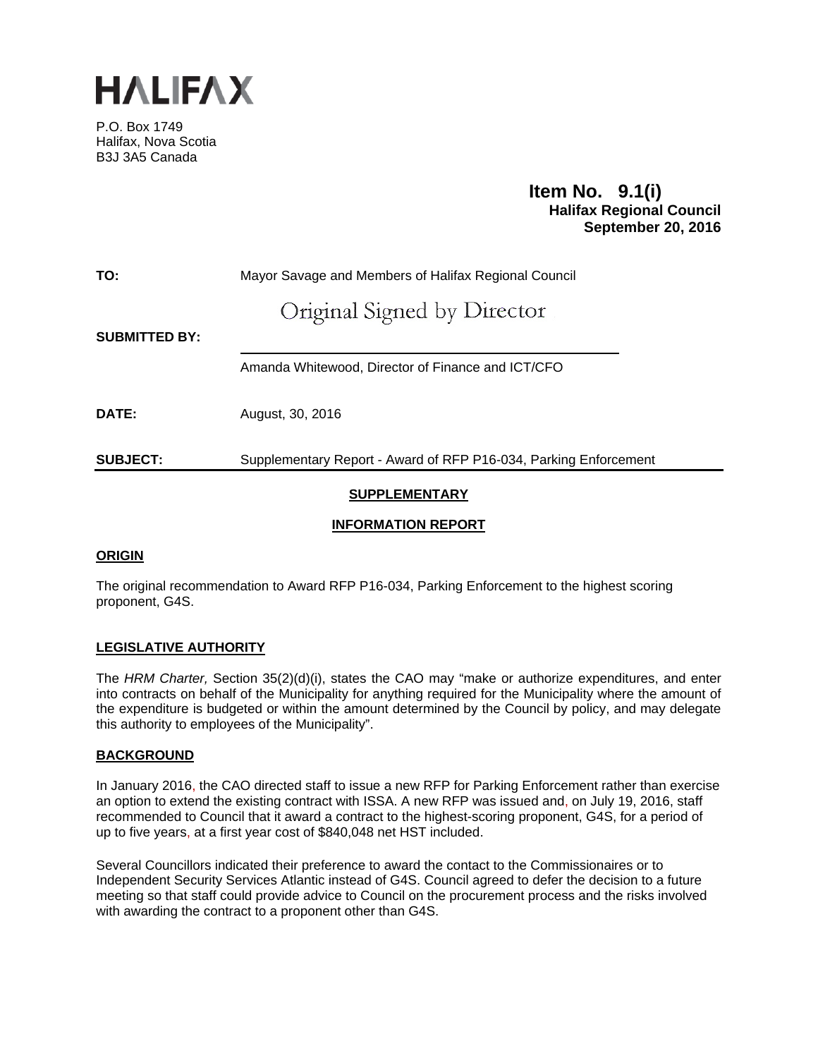# HALIFAX

P.O. Box 1749
Halifax, Nova Scotia
B3J 3A5 Canada

**Item No. 9.1(i)**
**Halifax Regional Council**
**September 20, 2016**

**TO:** Mayor Savage and Members of Halifax Regional Council

**SUBMITTED BY:** Original Signed by Director

Amanda Whitewood, Director of Finance and ICT/CFO

**DATE:** August, 30, 2016

**SUBJECT:** Supplementary Report - Award of RFP P16-034, Parking Enforcement

## SUPPLEMENTARY

## INFORMATION REPORT

### ORIGIN

The original recommendation to Award RFP P16-034, Parking Enforcement to the highest scoring proponent, G4S.

### LEGISLATIVE AUTHORITY

The *HRM Charter,* Section 35(2)(d)(i), states the CAO may "make or authorize expenditures, and enter into contracts on behalf of the Municipality for anything required for the Municipality where the amount of the expenditure is budgeted or within the amount determined by the Council by policy, and may delegate this authority to employees of the Municipality".

### BACKGROUND

In January 2016, the CAO directed staff to issue a new RFP for Parking Enforcement rather than exercise an option to extend the existing contract with ISSA. A new RFP was issued and, on July 19, 2016, staff recommended to Council that it award a contract to the highest-scoring proponent, G4S, for a period of up to five years, at a first year cost of $840,048 net HST included.

Several Councillors indicated their preference to award the contact to the Commissionaires or to Independent Security Services Atlantic instead of G4S. Council agreed to defer the decision to a future meeting so that staff could provide advice to Council on the procurement process and the risks involved with awarding the contract to a proponent other than G4S.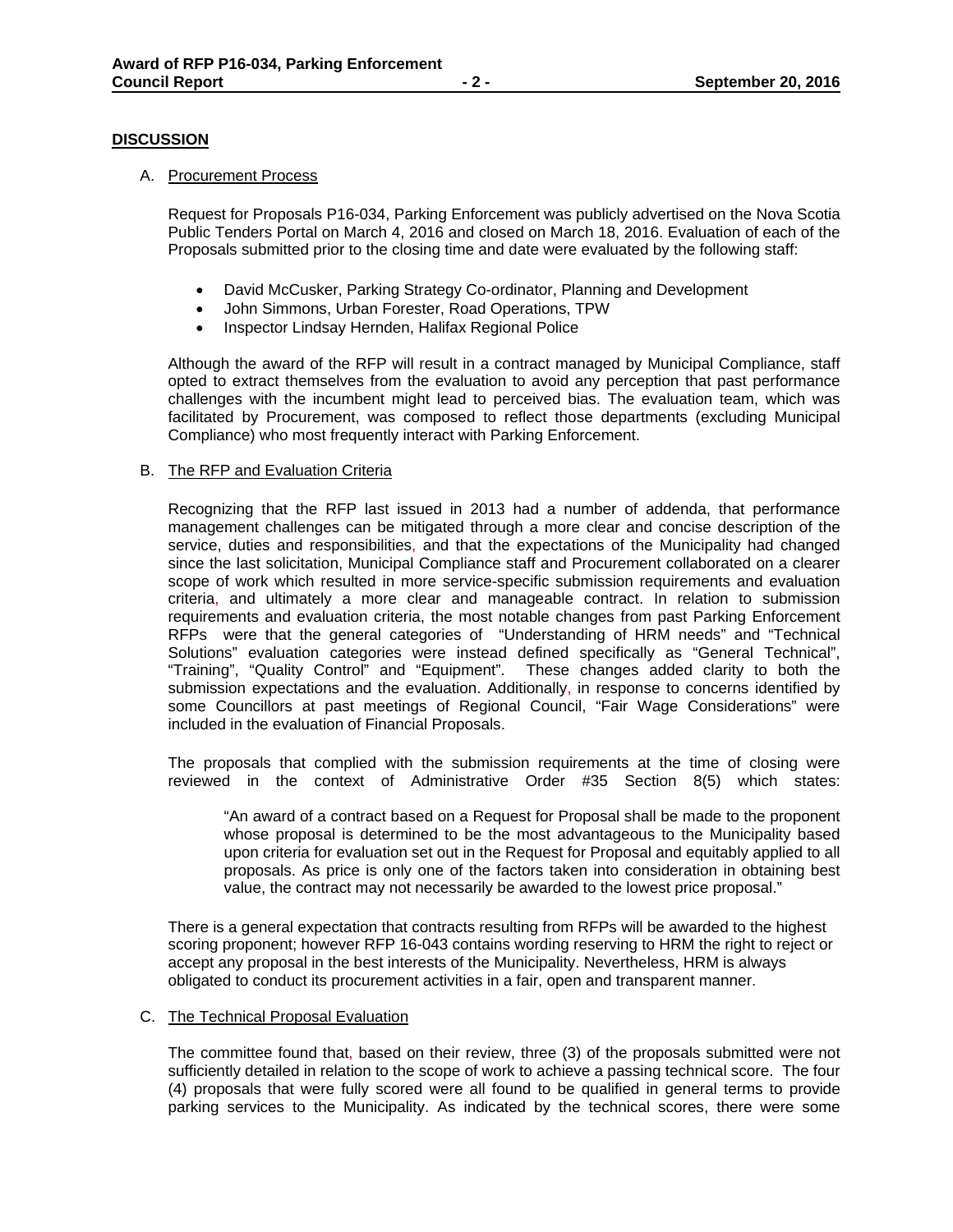## DISCUSSION

A. Procurement Process

Request for Proposals P16-034, Parking Enforcement was publicly advertised on the Nova Scotia Public Tenders Portal on March 4, 2016 and closed on March 18, 2016. Evaluation of each of the Proposals submitted prior to the closing time and date were evaluated by the following staff:

- David McCusker, Parking Strategy Co-ordinator, Planning and Development
- John Simmons, Urban Forester, Road Operations, TPW
- Inspector Lindsay Hernden, Halifax Regional Police

Although the award of the RFP will result in a contract managed by Municipal Compliance, staff opted to extract themselves from the evaluation to avoid any perception that past performance challenges with the incumbent might lead to perceived bias. The evaluation team, which was facilitated by Procurement, was composed to reflect those departments (excluding Municipal Compliance) who most frequently interact with Parking Enforcement.

B. The RFP and Evaluation Criteria

Recognizing that the RFP last issued in 2013 had a number of addenda, that performance management challenges can be mitigated through a more clear and concise description of the service, duties and responsibilities, and that the expectations of the Municipality had changed since the last solicitation, Municipal Compliance staff and Procurement collaborated on a clearer scope of work which resulted in more service-specific submission requirements and evaluation criteria, and ultimately a more clear and manageable contract. In relation to submission requirements and evaluation criteria, the most notable changes from past Parking Enforcement RFPs were that the general categories of "Understanding of HRM needs" and "Technical Solutions" evaluation categories were instead defined specifically as "General Technical", "Training", "Quality Control" and "Equipment". These changes added clarity to both the submission expectations and the evaluation. Additionally, in response to concerns identified by some Councillors at past meetings of Regional Council, "Fair Wage Considerations" were included in the evaluation of Financial Proposals.

The proposals that complied with the submission requirements at the time of closing were reviewed in the context of Administrative Order #35 Section 8(5) which states:

> "An award of a contract based on a Request for Proposal shall be made to the proponent whose proposal is determined to be the most advantageous to the Municipality based upon criteria for evaluation set out in the Request for Proposal and equitably applied to all proposals. As price is only one of the factors taken into consideration in obtaining best value, the contract may not necessarily be awarded to the lowest price proposal."

There is a general expectation that contracts resulting from RFPs will be awarded to the highest scoring proponent; however RFP 16-043 contains wording reserving to HRM the right to reject or accept any proposal in the best interests of the Municipality. Nevertheless, HRM is always obligated to conduct its procurement activities in a fair, open and transparent manner.

C. The Technical Proposal Evaluation

The committee found that, based on their review, three (3) of the proposals submitted were not sufficiently detailed in relation to the scope of work to achieve a passing technical score. The four (4) proposals that were fully scored were all found to be qualified in general terms to provide parking services to the Municipality. As indicated by the technical scores, there were some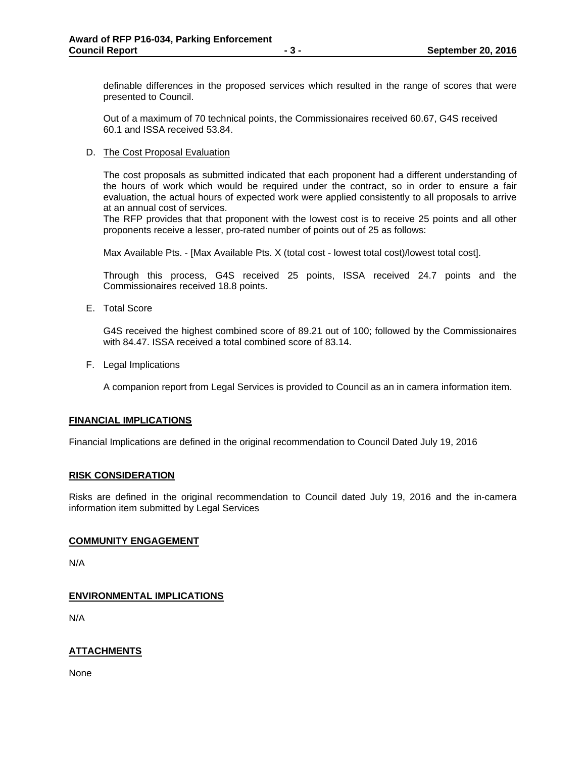definable differences in the proposed services which resulted in the range of scores that were presented to Council.

Out of a maximum of 70 technical points, the Commissionaires received 60.67, G4S received 60.1 and ISSA received 53.84.

D. The Cost Proposal Evaluation

The cost proposals as submitted indicated that each proponent had a different understanding of the hours of work which would be required under the contract, so in order to ensure a fair evaluation, the actual hours of expected work were applied consistently to all proposals to arrive at an annual cost of services.

The RFP provides that that proponent with the lowest cost is to receive 25 points and all other proponents receive a lesser, pro-rated number of points out of 25 as follows:

Max Available Pts. - [Max Available Pts. X (total cost - lowest total cost)/lowest total cost].

Through this process, G4S received 25 points, ISSA received 24.7 points and the Commissionaires received 18.8 points.

E. Total Score

G4S received the highest combined score of 89.21 out of 100; followed by the Commissionaires with 84.47. ISSA received a total combined score of 83.14.

F. Legal Implications

A companion report from Legal Services is provided to Council as an in camera information item.

## FINANCIAL IMPLICATIONS

Financial Implications are defined in the original recommendation to Council Dated July 19, 2016

## RISK CONSIDERATION

Risks are defined in the original recommendation to Council dated July 19, 2016 and the in-camera information item submitted by Legal Services

## COMMUNITY ENGAGEMENT

N/A

## ENVIRONMENTAL IMPLICATIONS

N/A

## ATTACHMENTS

None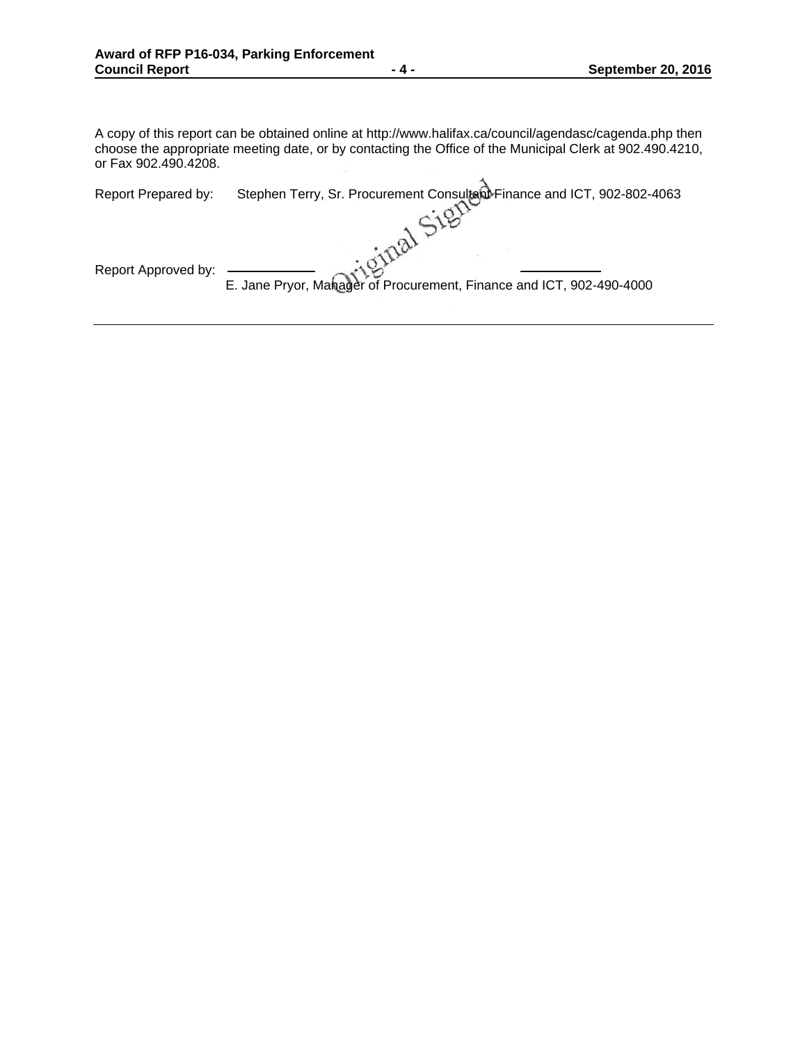A copy of this report can be obtained online at http://www.halifax.ca/council/agendasc/cagenda.php then choose the appropriate meeting date, or by contacting the Office of the Municipal Clerk at 902.490.4210, or Fax 902.490.4208.

Report Prepared by: Stephen Terry, Sr. Procurement Consultant Finance and ICT, 902-802-4063

Original Signed

Report Approved by: E. Jane Pryor, Manager of Procurement, Finance and ICT, 902-490-4000